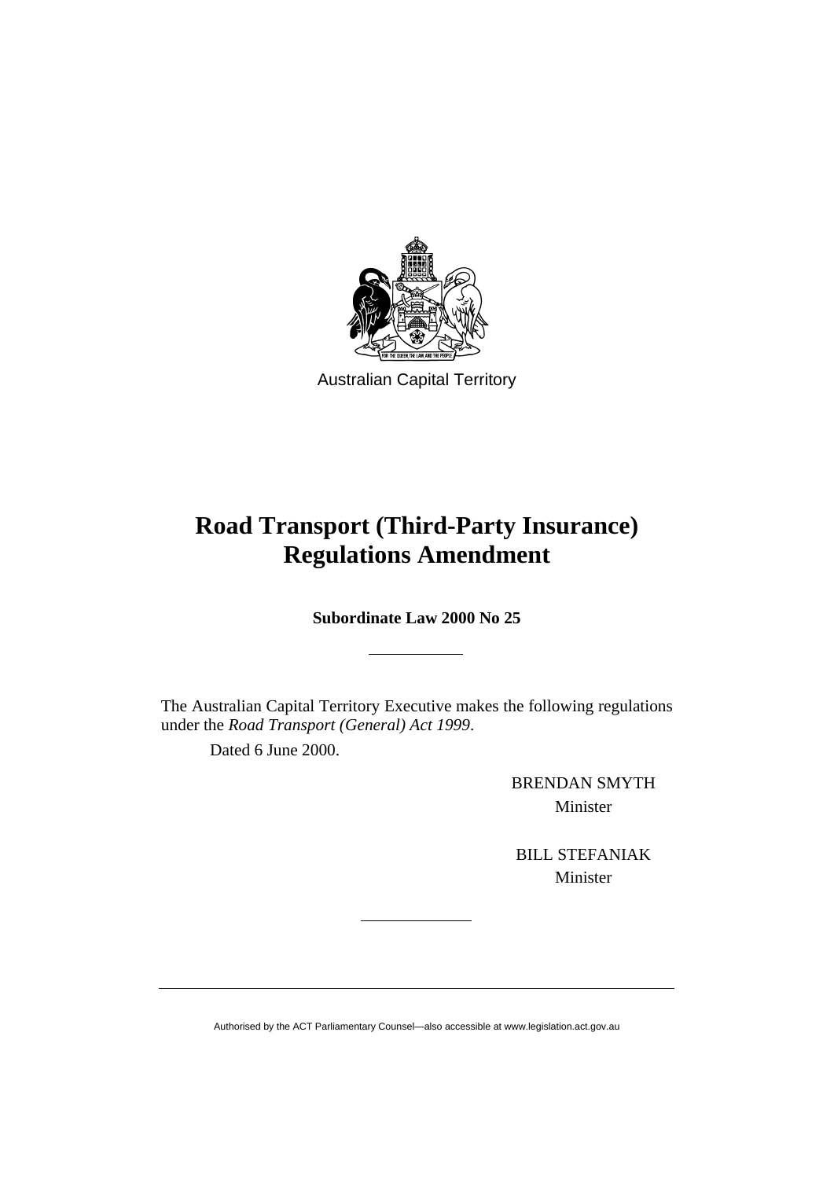Australian Capital Territory

# Road Transport (Third-Party Insurance) Regulations Amendment

**Subordinate Law 2000 No 25**

---

The Australian Capital Territory Executive makes the following regulations under the *Road Transport (General) Act 1999*.

Dated 6 June 2000.

BRENDAN SMYTH
Minister

BILL STEFANIAK
Minister

---

Authorised by the ACT Parliamentary Counsel—also accessible at www.legislation.act.gov.au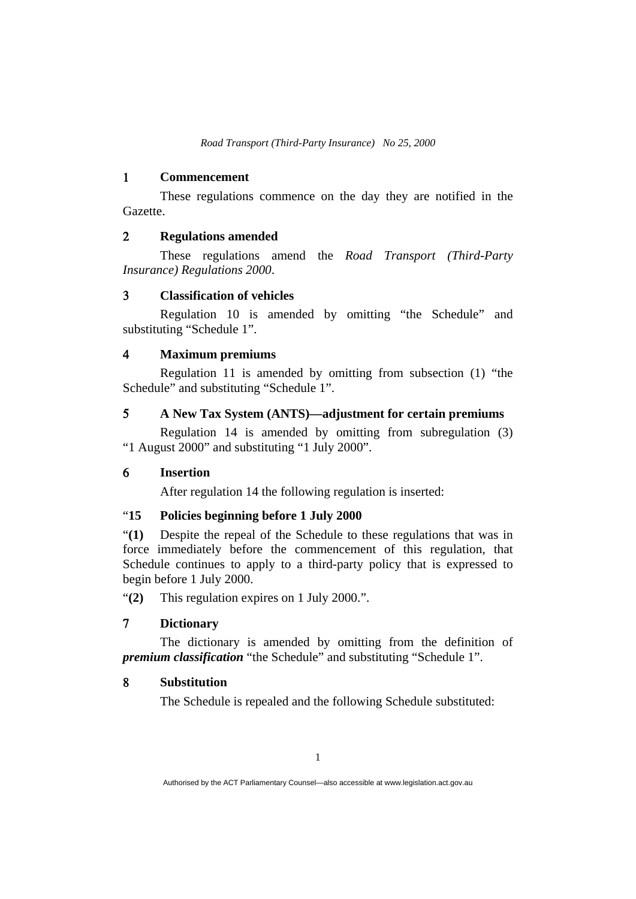## 1 Commencement

These regulations commence on the day they are notified in the Gazette.

## 2 Regulations amended

These regulations amend the *Road Transport (Third-Party Insurance) Regulations 2000*.

## 3 Classification of vehicles

Regulation 10 is amended by omitting "the Schedule" and substituting "Schedule 1".

## 4 Maximum premiums

Regulation 11 is amended by omitting from subsection (1) "the Schedule" and substituting "Schedule 1".

## 5 A New Tax System (ANTS)—adjustment for certain premiums

Regulation 14 is amended by omitting from subregulation (3) "1 August 2000" and substituting "1 July 2000".

## 6 Insertion

After regulation 14 the following regulation is inserted:

"**15 Policies beginning before 1 July 2000**

"**(1)** Despite the repeal of the Schedule to these regulations that was in force immediately before the commencement of this regulation, that Schedule continues to apply to a third-party policy that is expressed to begin before 1 July 2000.

"**(2)** This regulation expires on 1 July 2000.".

## 7 Dictionary

The dictionary is amended by omitting from the definition of ***premium classification*** "the Schedule" and substituting "Schedule 1".

## 8 Substitution

The Schedule is repealed and the following Schedule substituted: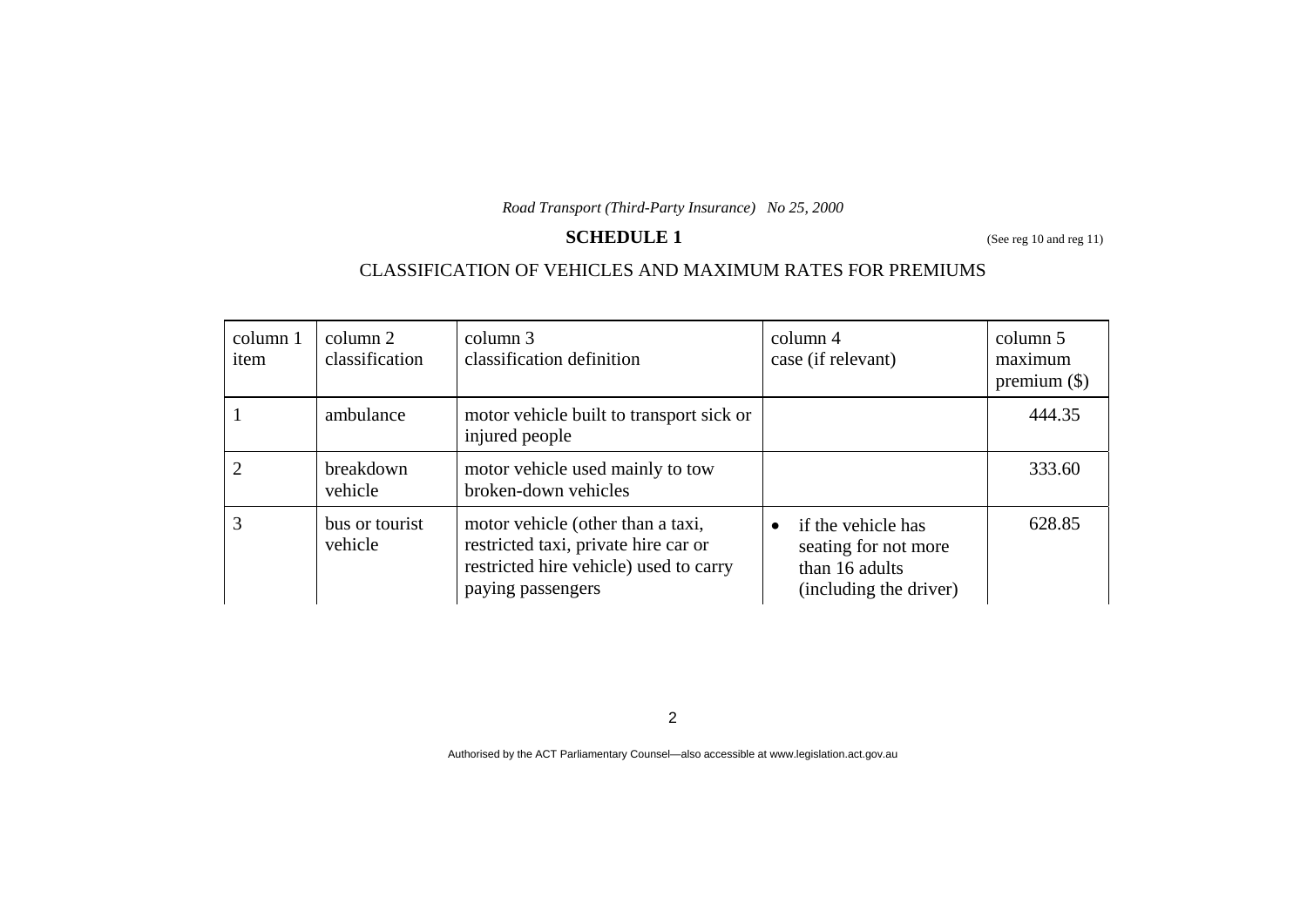## SCHEDULE 1

(See reg 10 and reg 11)

### CLASSIFICATION OF VEHICLES AND MAXIMUM RATES FOR PREMIUMS

| column 1 item | column 2 classification | column 3 classification definition | column 4 case (if relevant) | column 5 maximum premium ($) |
|---|---|---|---|---|
| 1 | ambulance | motor vehicle built to transport sick or injured people | | 444.35 |
| 2 | breakdown vehicle | motor vehicle used mainly to tow broken-down vehicles | | 333.60 |
| 3 | bus or tourist vehicle | motor vehicle (other than a taxi, restricted taxi, private hire car or restricted hire vehicle) used to carry paying passengers | • if the vehicle has seating for not more than 16 adults (including the driver) | 628.85 |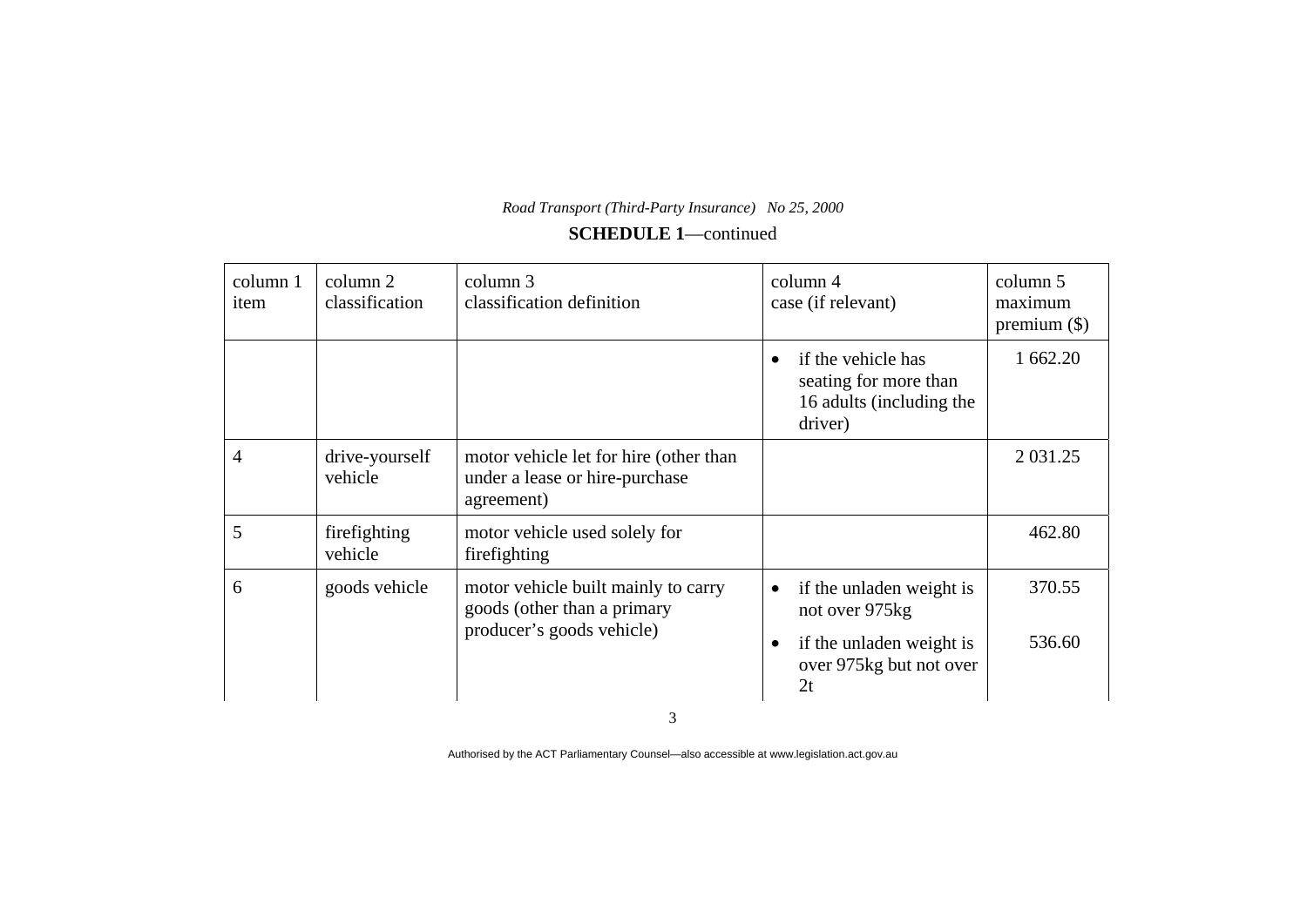**SCHEDULE 1**—continued

| column 1 item | column 2 classification | column 3 classification definition | column 4 case (if relevant) | column 5 maximum premium ($) |
|---|---|---|---|---|
| | | | • if the vehicle has seating for more than 16 adults (including the driver) | 1 662.20 |
| 4 | drive-yourself vehicle | motor vehicle let for hire (other than under a lease or hire-purchase agreement) | | 2 031.25 |
| 5 | firefighting vehicle | motor vehicle used solely for firefighting | | 462.80 |
| 6 | goods vehicle | motor vehicle built mainly to carry goods (other than a primary producer's goods vehicle) | • if the unladen weight is not over 975kg | 370.55 |
| | | | • if the unladen weight is over 975kg but not over 2t | 536.60 |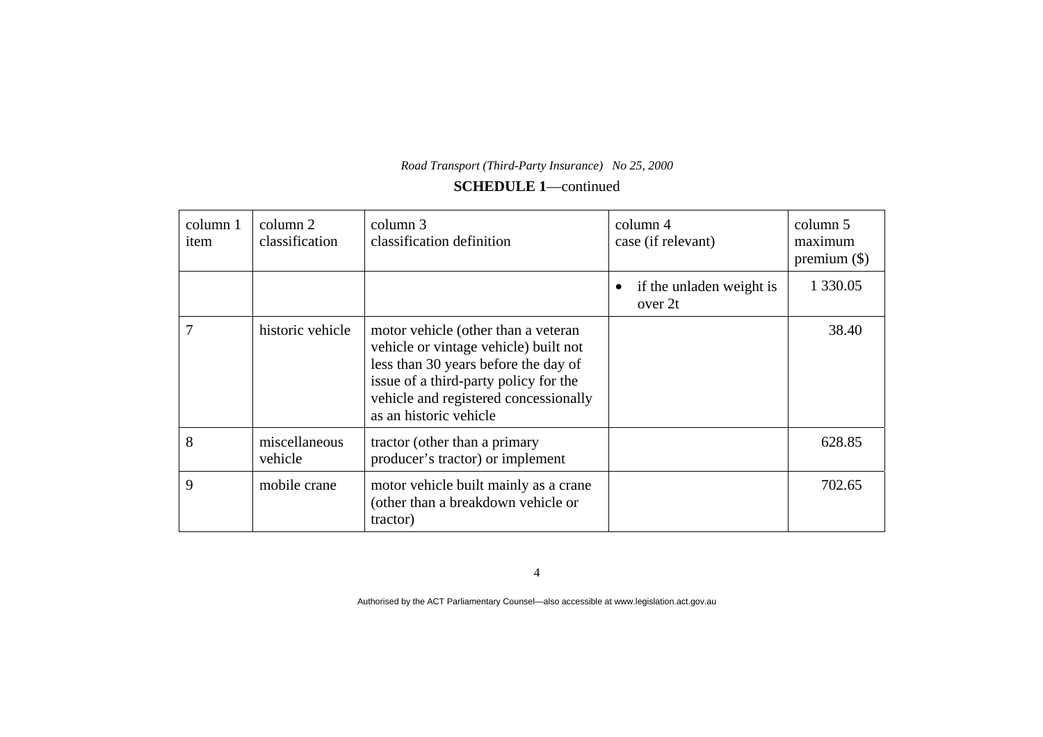**SCHEDULE 1**—continued

| column 1 item | column 2 classification | column 3 classification definition | column 4 case (if relevant) | column 5 maximum premium ($) |
|---|---|---|---|---|
| | | | • if the unladen weight is over 2t | 1 330.05 |
| 7 | historic vehicle | motor vehicle (other than a veteran vehicle or vintage vehicle) built not less than 30 years before the day of issue of a third-party policy for the vehicle and registered concessionally as an historic vehicle | | 38.40 |
| 8 | miscellaneous vehicle | tractor (other than a primary producer's tractor) or implement | | 628.85 |
| 9 | mobile crane | motor vehicle built mainly as a crane (other than a breakdown vehicle or tractor) | | 702.65 |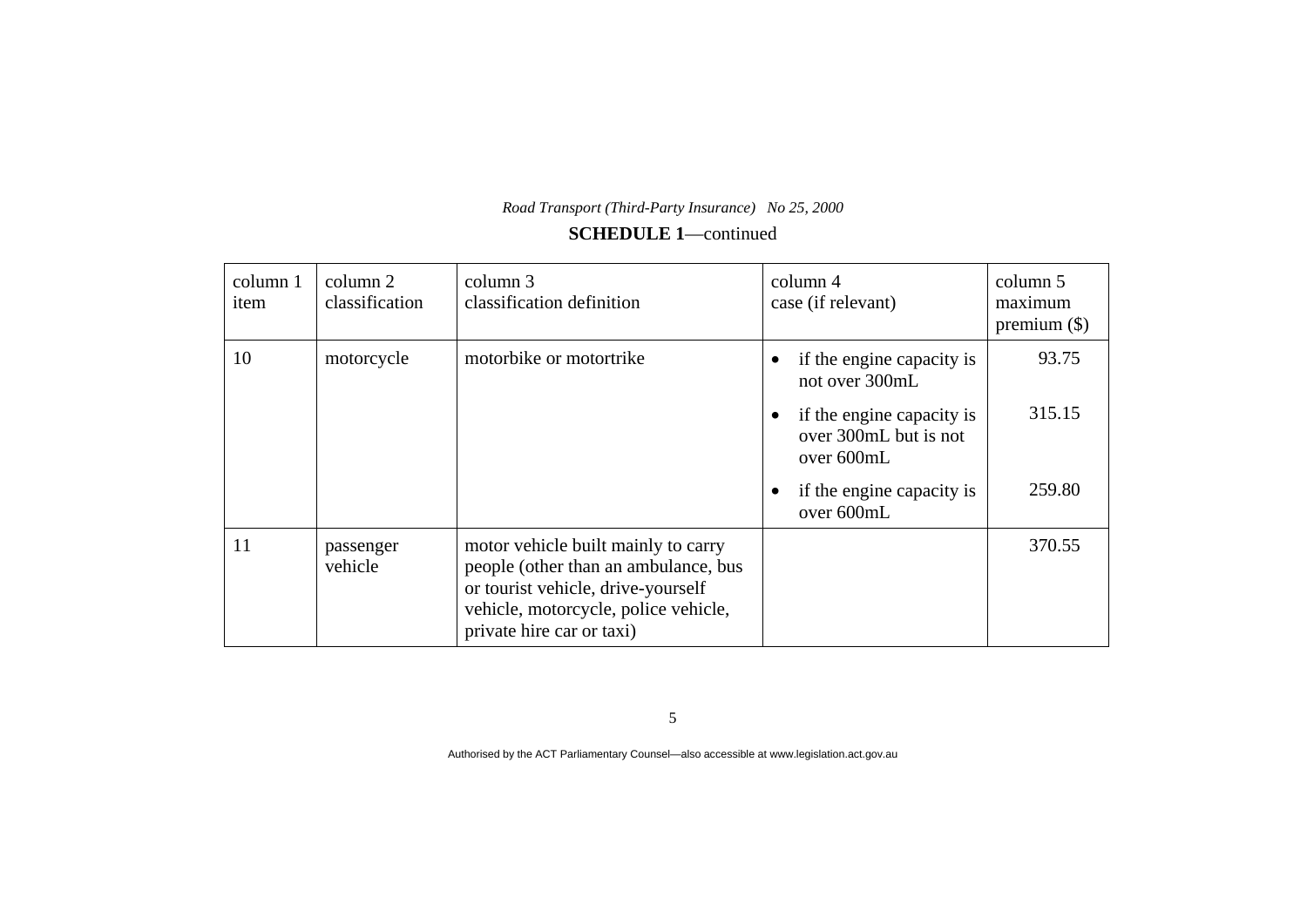**SCHEDULE 1**—continued

| column 1 item | column 2 classification | column 3 classification definition | column 4 case (if relevant) | column 5 maximum premium ($) |
|---|---|---|---|---|
| 10 | motorcycle | motorbike or motortrike | • if the engine capacity is not over 300mL | 93.75 |
| | | | • if the engine capacity is over 300mL but is not over 600mL | 315.15 |
| | | | • if the engine capacity is over 600mL | 259.80 |
| 11 | passenger vehicle | motor vehicle built mainly to carry people (other than an ambulance, bus or tourist vehicle, drive-yourself vehicle, motorcycle, police vehicle, private hire car or taxi) | | 370.55 |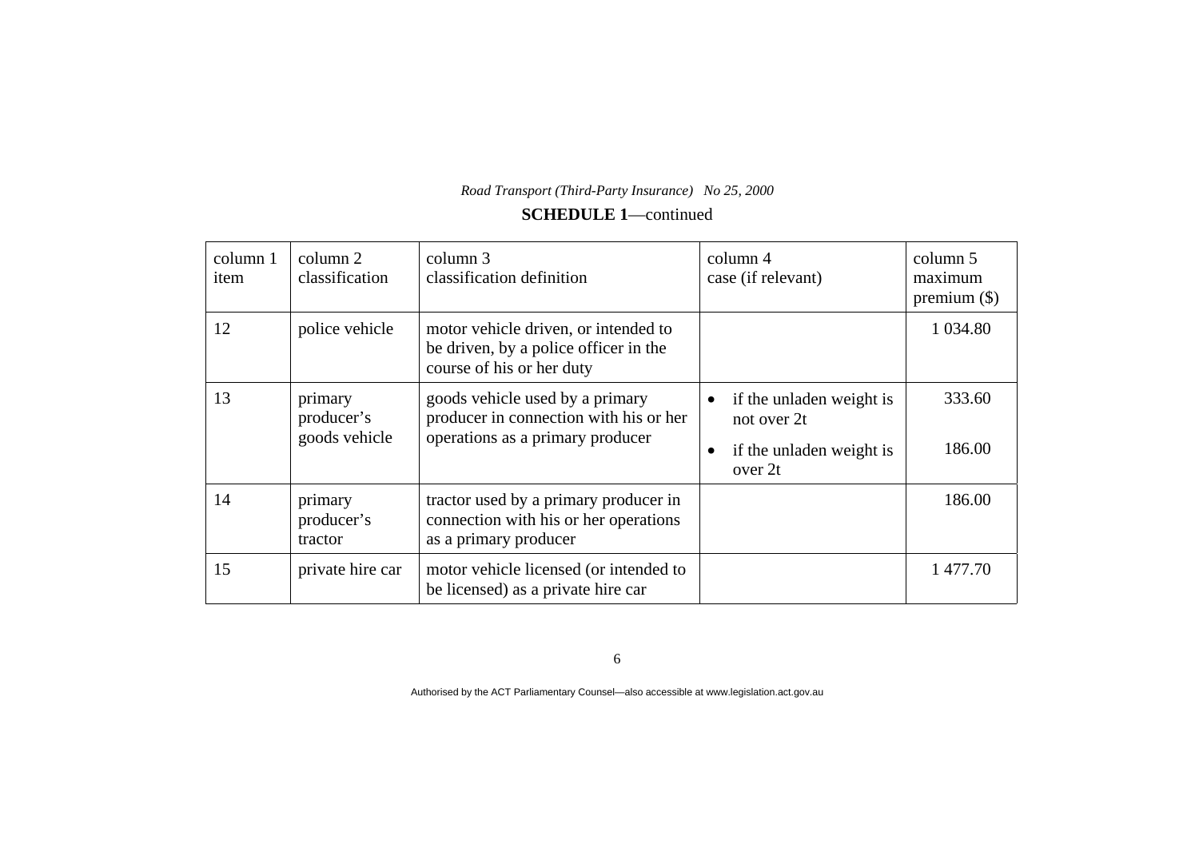**SCHEDULE 1**—continued

| column 1 item | column 2 classification | column 3 classification definition | column 4 case (if relevant) | column 5 maximum premium ($) |
|---|---|---|---|---|
| 12 | police vehicle | motor vehicle driven, or intended to be driven, by a police officer in the course of his or her duty | | 1 034.80 |
| 13 | primary producer's goods vehicle | goods vehicle used by a primary producer in connection with his or her operations as a primary producer | • if the unladen weight is not over 2t | 333.60 |
| | | | • if the unladen weight is over 2t | 186.00 |
| 14 | primary producer's tractor | tractor used by a primary producer in connection with his or her operations as a primary producer | | 186.00 |
| 15 | private hire car | motor vehicle licensed (or intended to be licensed) as a private hire car | | 1 477.70 |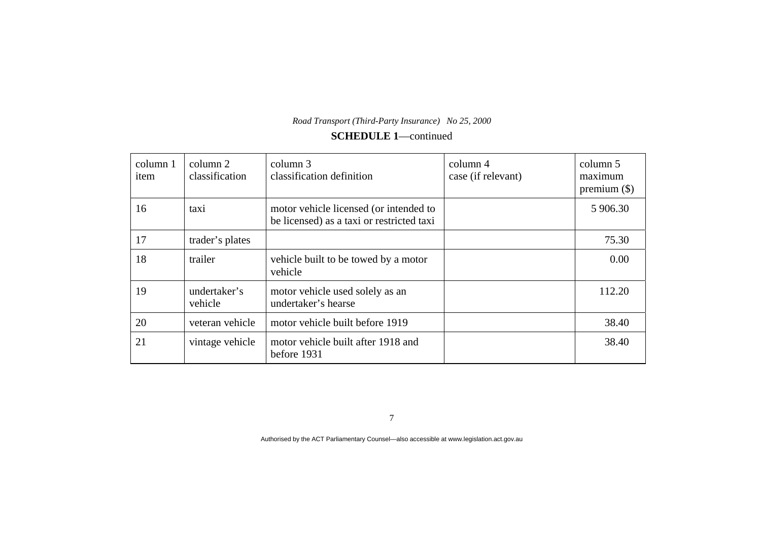**SCHEDULE 1**—continued

| column 1 item | column 2 classification | column 3 classification definition | column 4 case (if relevant) | column 5 maximum premium ($) |
|---|---|---|---|---|
| 16 | taxi | motor vehicle licensed (or intended to be licensed) as a taxi or restricted taxi | | 5 906.30 |
| 17 | trader's plates | | | 75.30 |
| 18 | trailer | vehicle built to be towed by a motor vehicle | | 0.00 |
| 19 | undertaker's vehicle | motor vehicle used solely as an undertaker's hearse | | 112.20 |
| 20 | veteran vehicle | motor vehicle built before 1919 | | 38.40 |
| 21 | vintage vehicle | motor vehicle built after 1918 and before 1931 | | 38.40 |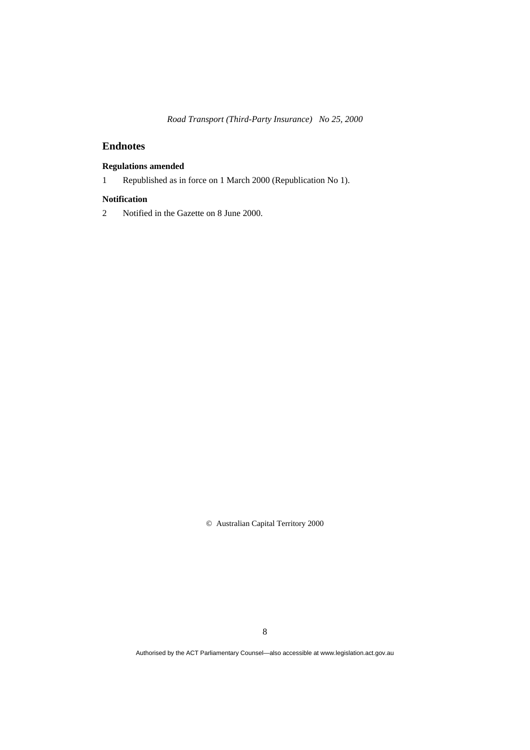## Endnotes

### Regulations amended

1 Republished as in force on 1 March 2000 (Republication No 1).

### Notification

2 Notified in the Gazette on 8 June 2000.

© Australian Capital Territory 2000